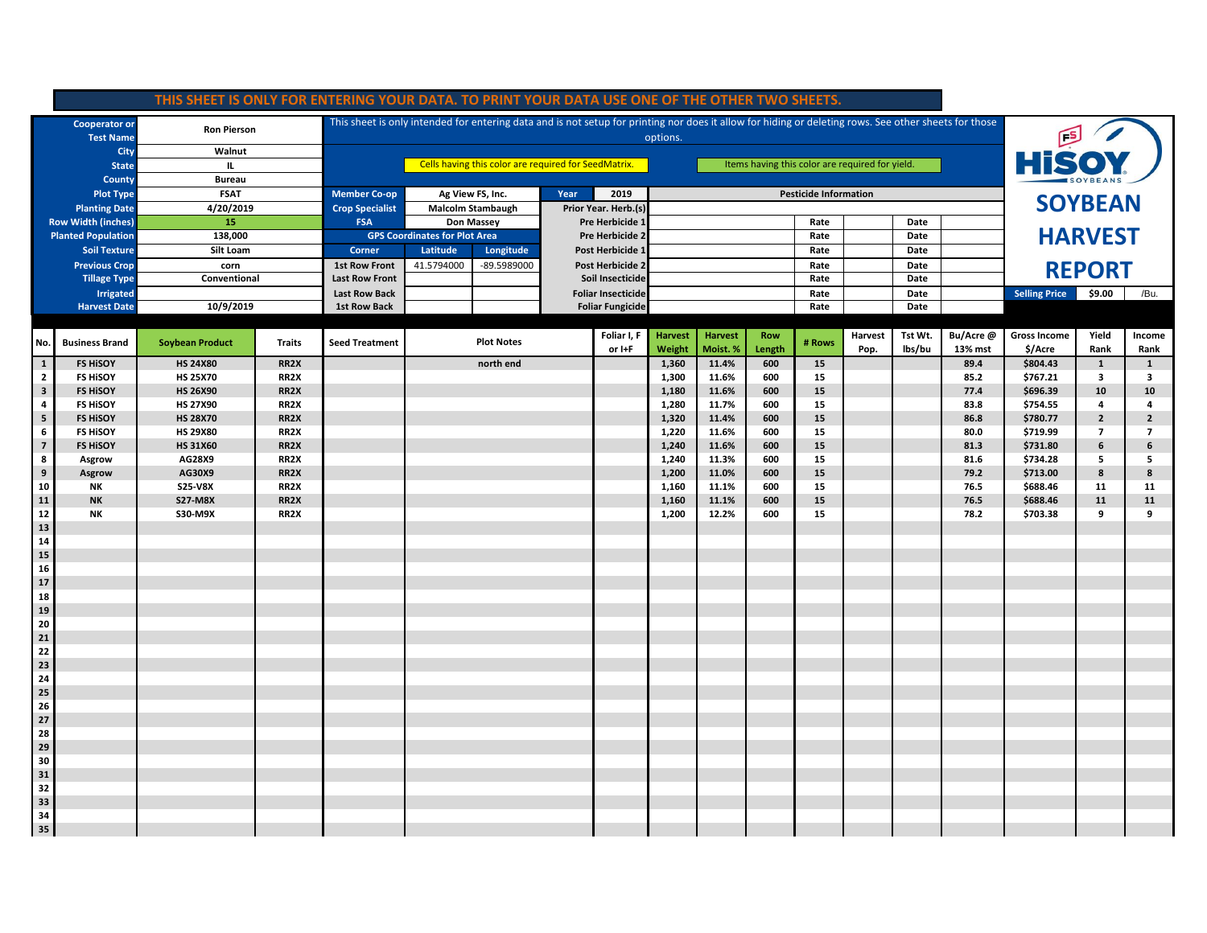**THIS SHEET IS ONLY FOR ENTERING YOUR DATA. TO PRINT YOUR DATA USE ONE OF THE OTHER TWO SHEETS.**

This sheet is only intended for entering data and is not setup for printing nor does it allow for hiding or deleting rows. See other sheets for those options.

Cells having this color are required for SeedMatrix.

Items having this color are required for yield.

# HiSOY SOYBEAN HARVEST REPORT

| Field | Value |
|---|---|
| Cooperator or Test Name | Ron Pierson |
| City | Walnut |
| State | IL |
| County | Bureau |
| Plot Type | FSAT |
| Planting Date | 4/20/2019 |
| Row Width (inches) | 15 |
| Planted Population | 138,000 |
| Soil Texture | Silt Loam |
| Previous Crop | corn |
| Tillage Type | Conventional |
| Irrigated | |
| Harvest Date | 10/9/2019 |

| Field | Value |
|---|---|
| Member Co-op | Ag View FS, Inc. |
| Year | 2019 |
| Crop Specialist | Malcolm Stambaugh |
| FSA | Don Massey |

**GPS Coordinates for Plot Area**

| Corner | Latitude | Longitude |
|---|---|---|
| 1st Row Front | 41.5794000 | -89.5989000 |
| Last Row Front | | |
| Last Row Back | | |
| 1st Row Back | | |

**Pesticide Information**

| | Product | Rate | | Date | |
|---|---|---|---|---|---|
| Prior Year. Herb.(s) | | | | | |
| Pre Herbicide 1 | | Rate | | Date | |
| Pre Herbicide 2 | | Rate | | Date | |
| Post Herbicide 1 | | Rate | | Date | |
| Post Herbicide 2 | | Rate | | Date | |
| Soil Insecticide | | Rate | | Date | |
| Foliar Insecticide | | Rate | | Date | |
| Foliar Fungicide | | Rate | | Date | |

Selling Price: $9.00 /Bu.

| No. | Business Brand | Soybean Product | Traits | Seed Treatment | Plot Notes | Foliar I, F or I+F | Harvest Weight | Harvest Moist. % | Row Length | # Rows | Harvest Pop. | Tst Wt. lbs/bu | Bu/Acre @ 13% mst | Gross Income $/Acre | Yield Rank | Income Rank |
|---|---|---|---|---|---|---|---|---|---|---|---|---|---|---|---|---|
| 1 | FS HiSOY | HS 24X80 | RR2X | | north end | | 1,360 | 11.4% | 600 | 15 | | | 89.4 | $804.43 | 1 | 1 |
| 2 | FS HiSOY | HS 25X70 | RR2X | | | | 1,300 | 11.6% | 600 | 15 | | | 85.2 | $767.21 | 3 | 3 |
| 3 | FS HiSOY | HS 26X90 | RR2X | | | | 1,180 | 11.6% | 600 | 15 | | | 77.4 | $696.39 | 10 | 10 |
| 4 | FS HiSOY | HS 27X90 | RR2X | | | | 1,280 | 11.7% | 600 | 15 | | | 83.8 | $754.55 | 4 | 4 |
| 5 | FS HiSOY | HS 28X70 | RR2X | | | | 1,320 | 11.4% | 600 | 15 | | | 86.8 | $780.77 | 2 | 2 |
| 6 | FS HiSOY | HS 29X80 | RR2X | | | | 1,220 | 11.6% | 600 | 15 | | | 80.0 | $719.99 | 7 | 7 |
| 7 | FS HiSOY | HS 31X60 | RR2X | | | | 1,240 | 11.6% | 600 | 15 | | | 81.3 | $731.80 | 6 | 6 |
| 8 | Asgrow | AG28X9 | RR2X | | | | 1,240 | 11.3% | 600 | 15 | | | 81.6 | $734.28 | 5 | 5 |
| 9 | Asgrow | AG30X9 | RR2X | | | | 1,200 | 11.0% | 600 | 15 | | | 79.2 | $713.00 | 8 | 8 |
| 10 | NK | S25-V8X | RR2X | | | | 1,160 | 11.1% | 600 | 15 | | | 76.5 | $688.46 | 11 | 11 |
| 11 | NK | S27-M8X | RR2X | | | | 1,160 | 11.1% | 600 | 15 | | | 76.5 | $688.46 | 11 | 11 |
| 12 | NK | S30-M9X | RR2X | | | | 1,200 | 12.2% | 600 | 15 | | | 78.2 | $703.38 | 9 | 9 |
| 13 | | | | | | | | | | | | | | | | |
| 14 | | | | | | | | | | | | | | | | |
| 15 | | | | | | | | | | | | | | | | |
| 16 | | | | | | | | | | | | | | | | |
| 17 | | | | | | | | | | | | | | | | |
| 18 | | | | | | | | | | | | | | | | |
| 19 | | | | | | | | | | | | | | | | |
| 20 | | | | | | | | | | | | | | | | |
| 21 | | | | | | | | | | | | | | | | |
| 22 | | | | | | | | | | | | | | | | |
| 23 | | | | | | | | | | | | | | | | |
| 24 | | | | | | | | | | | | | | | | |
| 25 | | | | | | | | | | | | | | | | |
| 26 | | | | | | | | | | | | | | | | |
| 27 | | | | | | | | | | | | | | | | |
| 28 | | | | | | | | | | | | | | | | |
| 29 | | | | | | | | | | | | | | | | |
| 30 | | | | | | | | | | | | | | | | |
| 31 | | | | | | | | | | | | | | | | |
| 32 | | | | | | | | | | | | | | | | |
| 33 | | | | | | | | | | | | | | | | |
| 34 | | | | | | | | | | | | | | | | |
| 35 | | | | | | | | | | | | | | | | |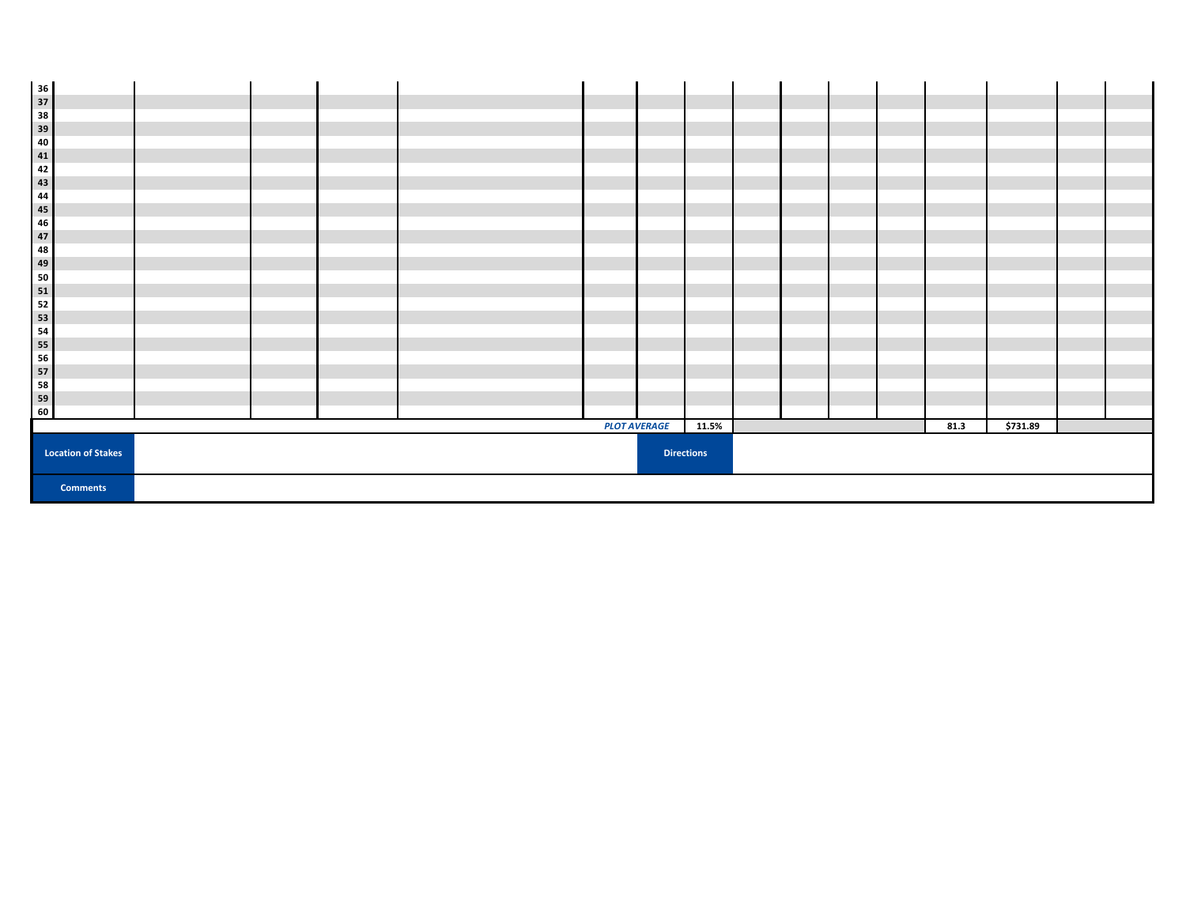| | | | | | | | | | | | | | | | | |
|---|---|---|---|---|---|---|---|---|---|---|---|---|---|---|---|---|
| 36 | | | | | | | | | | | | | | | | |
| 37 | | | | | | | | | | | | | | | | |
| 38 | | | | | | | | | | | | | | | | |
| 39 | | | | | | | | | | | | | | | | |
| 40 | | | | | | | | | | | | | | | | |
| 41 | | | | | | | | | | | | | | | | |
| 42 | | | | | | | | | | | | | | | | |
| 43 | | | | | | | | | | | | | | | | |
| 44 | | | | | | | | | | | | | | | | |
| 45 | | | | | | | | | | | | | | | | |
| 46 | | | | | | | | | | | | | | | | |
| 47 | | | | | | | | | | | | | | | | |
| 48 | | | | | | | | | | | | | | | | |
| 49 | | | | | | | | | | | | | | | | |
| 50 | | | | | | | | | | | | | | | | |
| 51 | | | | | | | | | | | | | | | | |
| 52 | | | | | | | | | | | | | | | | |
| 53 | | | | | | | | | | | | | | | | |
| 54 | | | | | | | | | | | | | | | | |
| 55 | | | | | | | | | | | | | | | | |
| 56 | | | | | | | | | | | | | | | | |
| 57 | | | | | | | | | | | | | | | | |
| 58 | | | | | | | | | | | | | | | | |
| 59 | | | | | | | | | | | | | | | | |
| 60 | | | | | | | | | | | | | | | | |
| | | | | | | | ***PLOT AVERAGE*** | 11.5% | | | | | 81.3 | $731.89 | | |

| | | | |
|---|---|---|---|
| **Location of Stakes** | | **Directions** | |
| **Comments** | | | |